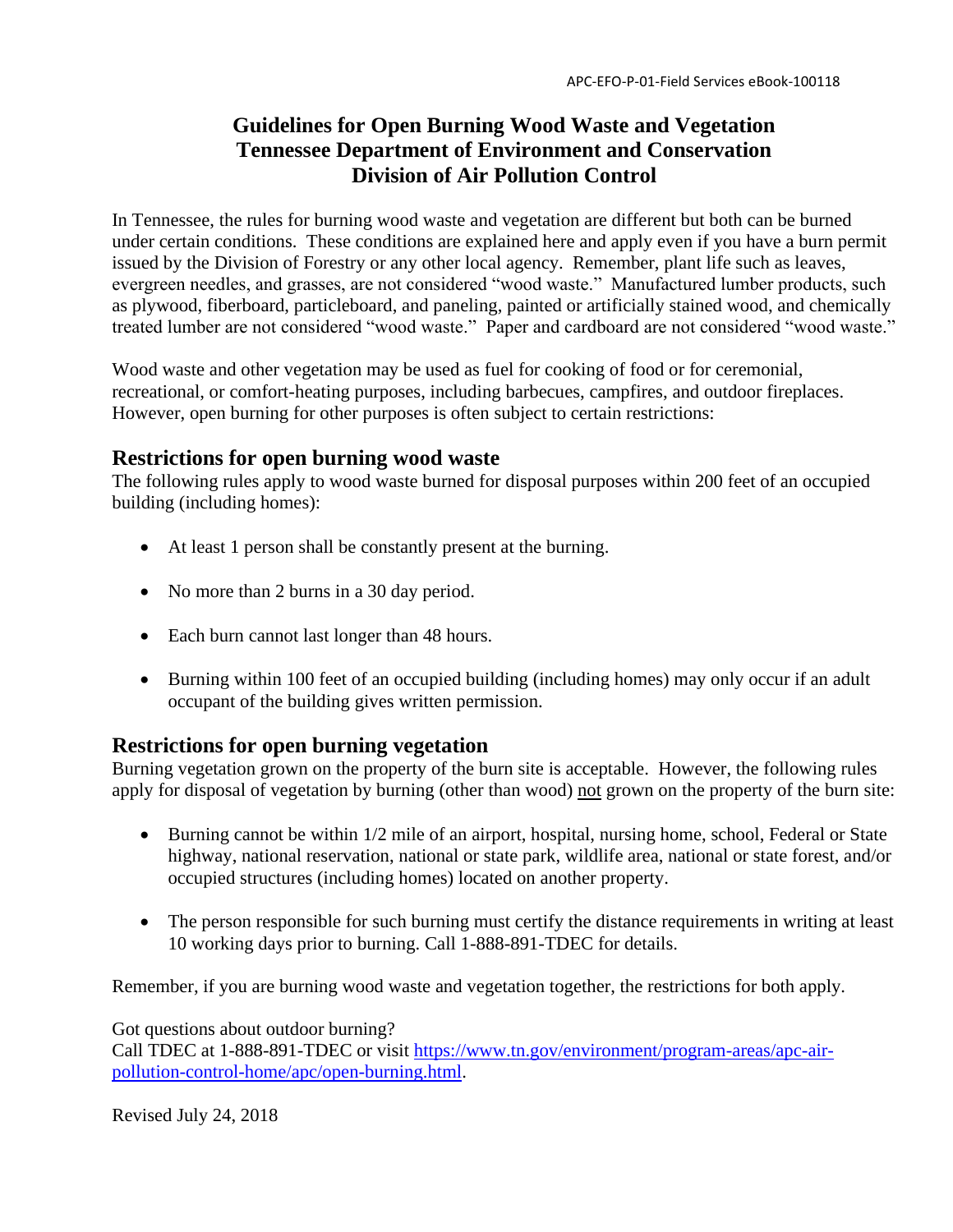# Guidelines for Open Burning Wood Waste and Vegetation
# Tennessee Department of Environment and Conservation
# Division of Air Pollution Control

In Tennessee, the rules for burning wood waste and vegetation are different but both can be burned under certain conditions. These conditions are explained here and apply even if you have a burn permit issued by the Division of Forestry or any other local agency. Remember, plant life such as leaves, evergreen needles, and grasses, are not considered "wood waste." Manufactured lumber products, such as plywood, fiberboard, particleboard, and paneling, painted or artificially stained wood, and chemically treated lumber are not considered "wood waste." Paper and cardboard are not considered "wood waste."

Wood waste and other vegetation may be used as fuel for cooking of food or for ceremonial, recreational, or comfort-heating purposes, including barbecues, campfires, and outdoor fireplaces. However, open burning for other purposes is often subject to certain restrictions:

## Restrictions for open burning wood waste

The following rules apply to wood waste burned for disposal purposes within 200 feet of an occupied building (including homes):

- At least 1 person shall be constantly present at the burning.
- No more than 2 burns in a 30 day period.
- Each burn cannot last longer than 48 hours.
- Burning within 100 feet of an occupied building (including homes) may only occur if an adult occupant of the building gives written permission.

## Restrictions for open burning vegetation

Burning vegetation grown on the property of the burn site is acceptable. However, the following rules apply for disposal of vegetation by burning (other than wood) <u>not</u> grown on the property of the burn site:

- Burning cannot be within 1/2 mile of an airport, hospital, nursing home, school, Federal or State highway, national reservation, national or state park, wildlife area, national or state forest, and/or occupied structures (including homes) located on another property.
- The person responsible for such burning must certify the distance requirements in writing at least 10 working days prior to burning. Call 1-888-891-TDEC for details.

Remember, if you are burning wood waste and vegetation together, the restrictions for both apply.

Got questions about outdoor burning?
Call TDEC at 1-888-891-TDEC or visit [https://www.tn.gov/environment/program-areas/apc-air-pollution-control-home/apc/open-burning.html](https://www.tn.gov/environment/program-areas/apc-air-pollution-control-home/apc/open-burning.html).

Revised July 24, 2018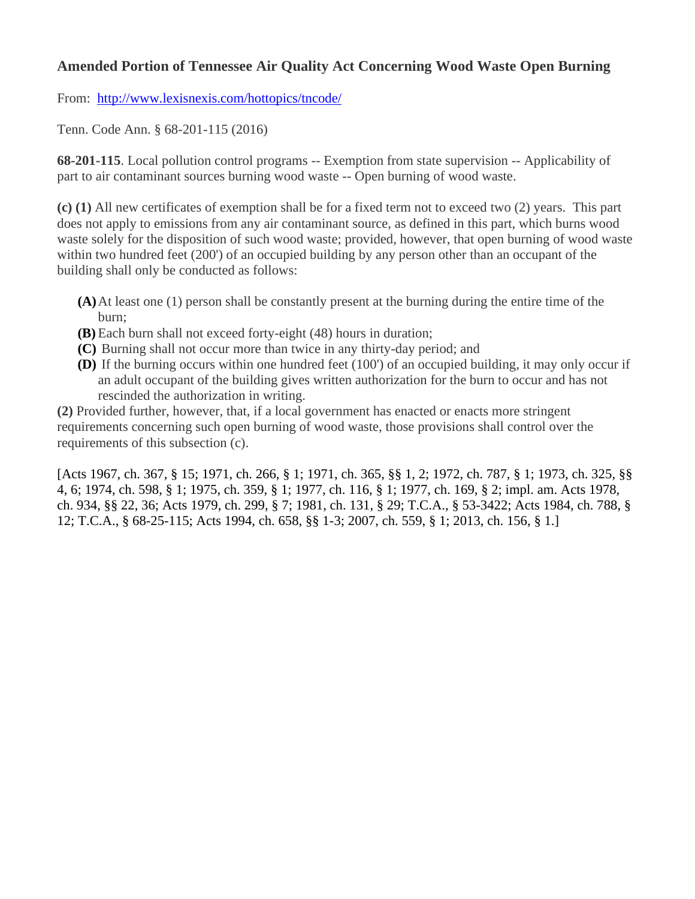## Amended Portion of Tennessee Air Quality Act Concerning Wood Waste Open Burning

From: [http://www.lexisnexis.com/hottopics/tncode/](http://www.lexisnexis.com/hottopics/tncode/)

Tenn. Code Ann. § 68-201-115 (2016)

**68-201-115**. Local pollution control programs -- Exemption from state supervision -- Applicability of part to air contaminant sources burning wood waste -- Open burning of wood waste.

**(c) (1)** All new certificates of exemption shall be for a fixed term not to exceed two (2) years. This part does not apply to emissions from any air contaminant source, as defined in this part, which burns wood waste solely for the disposition of such wood waste; provided, however, that open burning of wood waste within two hundred feet (200') of an occupied building by any person other than an occupant of the building shall only be conducted as follows:

- **(A)** At least one (1) person shall be constantly present at the burning during the entire time of the burn;
- **(B)** Each burn shall not exceed forty-eight (48) hours in duration;
- **(C)** Burning shall not occur more than twice in any thirty-day period; and
- **(D)** If the burning occurs within one hundred feet (100') of an occupied building, it may only occur if an adult occupant of the building gives written authorization for the burn to occur and has not rescinded the authorization in writing.

**(2)** Provided further, however, that, if a local government has enacted or enacts more stringent requirements concerning such open burning of wood waste, those provisions shall control over the requirements of this subsection (c).

[Acts 1967, ch. 367, § 15; 1971, ch. 266, § 1; 1971, ch. 365, §§ 1, 2; 1972, ch. 787, § 1; 1973, ch. 325, §§ 4, 6; 1974, ch. 598, § 1; 1975, ch. 359, § 1; 1977, ch. 116, § 1; 1977, ch. 169, § 2; impl. am. Acts 1978, ch. 934, §§ 22, 36; Acts 1979, ch. 299, § 7; 1981, ch. 131, § 29; T.C.A., § 53-3422; Acts 1984, ch. 788, § 12; T.C.A., § 68-25-115; Acts 1994, ch. 658, §§ 1-3; 2007, ch. 559, § 1; 2013, ch. 156, § 1.]